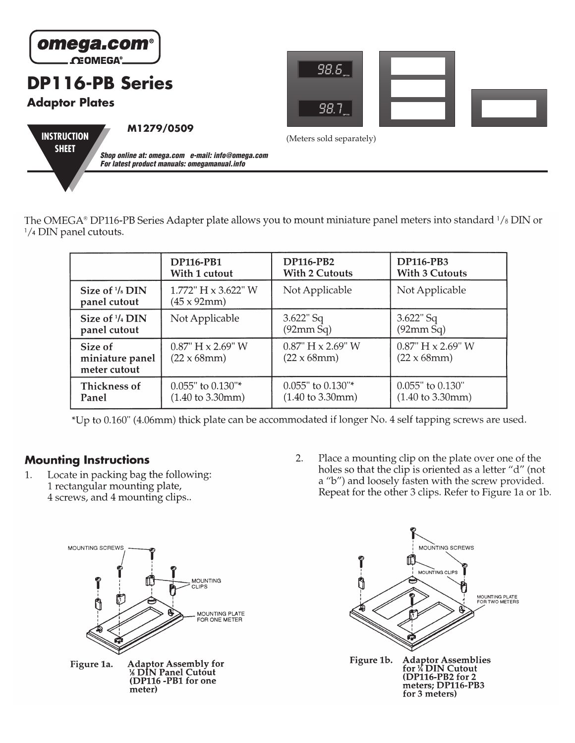# DP116-PB Series

## Adaptor Plates

**INSTRUCTION SHEET**

**M1279/0509**

*Shop online at: omega.com e-mail: info@omega.com*
*For latest product manuals: omegamanual.info*

(Meters sold separately)

The OMEGA® DP116-PB Series Adapter plate allows you to mount miniature panel meters into standard 1/8 DIN or 1/4 DIN panel cutouts.

| | DP116-PB1 With 1 cutout | DP116-PB2 With 2 Cutouts | DP116-PB3 With 3 Cutouts |
|---|---|---|---|
| **Size of 1/8 DIN panel cutout** | 1.772" H x 3.622" W (45 x 92mm) | Not Applicable | Not Applicable |
| **Size of 1/4 DIN panel cutout** | Not Applicable | 3.622" Sq (92mm Sq) | 3.622" Sq (92mm Sq) |
| **Size of miniature panel meter cutout** | 0.87" H x 2.69" W (22 x 68mm) | 0.87" H x 2.69" W (22 x 68mm) | 0.87" H x 2.69" W (22 x 68mm) |
| **Thickness of Panel** | 0.055" to 0.130"* (1.40 to 3.30mm) | 0.055" to 0.130"* (1.40 to 3.30mm) | 0.055" to 0.130" (1.40 to 3.30mm) |

*Up to 0.160" (4.06mm) thick plate can be accommodated if longer No. 4 self tapping screws are used.

## Mounting Instructions

1. Locate in packing bag the following:
   1 rectangular mounting plate,
   4 screws, and 4 mounting clips..
2. Place a mounting clip on the plate over one of the holes so that the clip is oriented as a letter "d" (not a "b") and loosely fasten with the screw provided. Repeat for the other 3 clips. Refer to Figure 1a or 1b.

MOUNTING SCREWS
MOUNTING CLIPS
MOUNTING PLATE FOR ONE METER

**Figure 1a. Adaptor Assembly for ⅛ DIN Panel Cutout (DP116 -PB1 for one meter)**

MOUNTING SCREWS
MOUNTING CLIPS
MOUNTING PLATE FOR TWO METERS

**Figure 1b. Adaptor Assemblies for ¼ DIN Cutout (DP116-PB2 for 2 meters; DP116-PB3 for 3 meters)**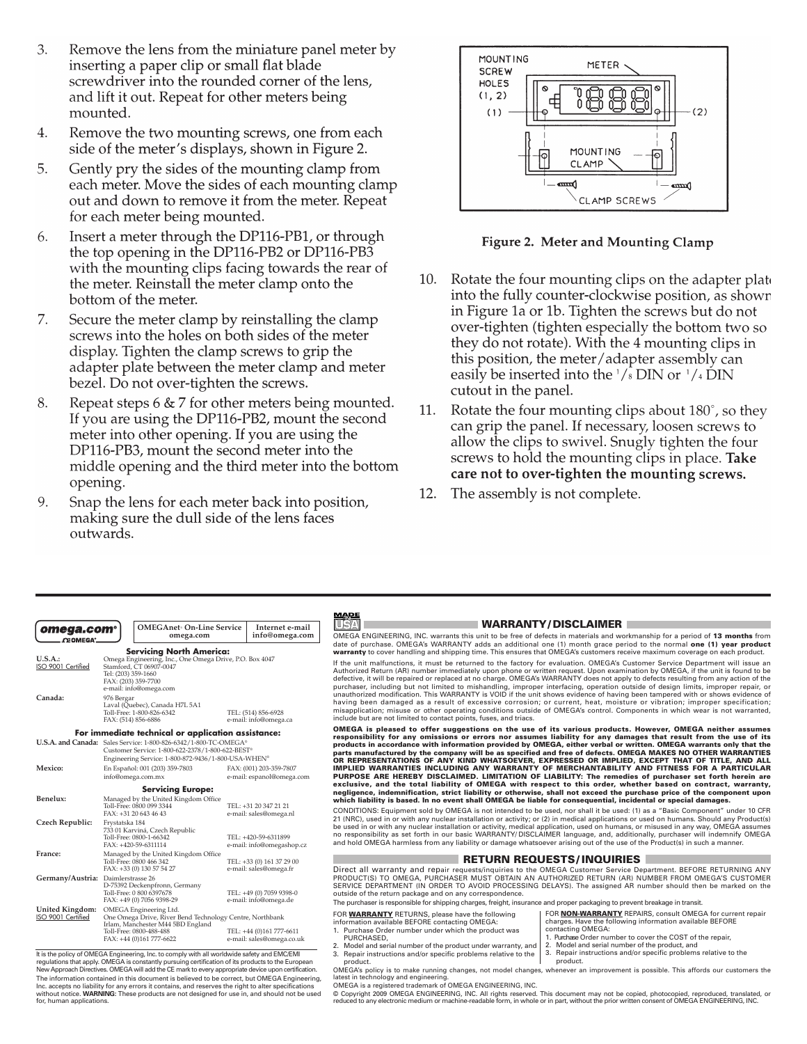3. Remove the lens from the miniature panel meter by inserting a paper clip or small flat blade screwdriver into the rounded corner of the lens, and lift it out. Repeat for other meters being mounted.
4. Remove the two mounting screws, one from each side of the meter's displays, shown in Figure 2.
5. Gently pry the sides of the mounting clamp from each meter. Move the sides of each mounting clamp out and down to remove it from the meter. Repeat for each meter being mounted.
6. Insert a meter through the DP116-PB1, or through the top opening in the DP116-PB2 or DP116-PB3 with the mounting clips facing towards the rear of the meter. Reinstall the meter clamp onto the bottom of the meter.
7. Secure the meter clamp by reinstalling the clamp screws into the holes on both sides of the meter display. Tighten the clamp screws to grip the adapter plate between the meter clamp and meter bezel. Do not over-tighten the screws.
8. Repeat steps 6 & 7 for other meters being mounted. If you are using the DP116-PB2, mount the second meter into other opening. If you are using the DP116-PB3, mount the second meter into the middle opening and the third meter into the bottom opening.
9. Snap the lens for each meter back into position, making sure the dull side of the lens faces outwards.

MOUNTING SCREW HOLES (1, 2)
METER
(1)
(2)
MOUNTING CLAMP
CLAMP SCREWS

**Figure 2. Meter and Mounting Clamp**

10. Rotate the four mounting clips on the adapter plate into the fully counter-clockwise position, as shown in Figure 1a or 1b. Tighten the screws but do not over-tighten (tighten especially the bottom two so they do not rotate). With the 4 mounting clips in this position, the meter/adapter assembly can easily be inserted into the 1/8 DIN or 1/4 DIN cutout in the panel.
11. Rotate the four mounting clips about 180°, so they can grip the panel. If necessary, loosen screws to allow the clips to swivel. Snugly tighten the four screws to hold the mounting clips in place. **Take care not to over-tighten the mounting screws.**
12. The assembly is not complete.

---

**omega.com®** | **OMEGAnet® On-Line Service** omega.com | **Internet e-mail** info@omega.com

### Servicing North America:

**U.S.A.:** ISO 9001 Certified
Omega Engineering, Inc., One Omega Drive, P.O. Box 4047
Stamford, CT 06907-0047
Tel: (203) 359-1660
FAX: (203) 359-7700
e-mail: info@omega.com

**Canada:**
976 Bergar
Laval (Quebec), Canada H7L 5A1
Toll-Free: 1-800-826-6342 TEL: (514) 856-6928
FAX: (514) 856-6886 e-mail: info@omega.ca

### For immediate technical or application assistance:

**U.S.A. and Canada:** Sales Service: 1-800-826-6342/1-800-TC-OMEGA®
Customer Service: 1-800-622-2378/1-800-622-BEST®
Engineering Service: 1-800-872-9436/1-800-USA-WHEN®

**Mexico:** En Español: 001 (203) 359-7803 FAX: (001) 203-359-7807
info@omega.com.mx e-mail: espanol@omega.com

### Servicing Europe:

**Benelux:** Managed by the United Kingdom Office
Toll-Free: 0800 099 3344 TEL: +31 20 347 21 21
FAX: +31 20 643 46 43 e-mail: sales@omega.nl

**Czech Republic:** Frystatska 184
733 01 Karviná, Czech Republic
Toll-Free: 0800-1-66342 TEL: +420-59-6311899
FAX: +420-59-6311114 e-mail: info@omegashop.cz

**France:** Managed by the United Kingdom Office
Toll-Free: 0800 466 342 TEL: +33 (0) 161 37 29 00
FAX: +33 (0) 130 57 54 27 e-mail: sales@omega.fr

**Germany/Austria:** Daimlerstrasse 26
D-75392 Deckenpfronn, Germany
Toll-Free: 0 800 6397678 TEL: +49 (0) 7059 9398-0
FAX: +49 (0) 7056 9398-29 e-mail: info@omega.de

**United Kingdom:** ISO 9001 Certified
OMEGA Engineering Ltd.
One Omega Drive, River Bend Technology Centre, Northbank
Irlam, Manchester M44 5BD England
Toll-Free: 0800-488-488 TEL: +44 (0)161 777-6611
FAX: +44 (0)161 777-6622 e-mail: sales@omega.co.uk

It is the policy of OMEGA Engineering, Inc. to comply with all worldwide safety and EMC/EMI regulations that apply. OMEGA is constantly pursuing certification of its products to the European New Approach Directives. OMEGA will add the CE mark to every appropriate device upon certification.

The information contained in this document is believed to be correct, but OMEGA Engineering, Inc. accepts no liability for any errors it contains, and reserves the right to alter specifications without notice. **WARNING:** These products are not designed for use in, and should not be used for, human applications.

## WARRANTY/DISCLAIMER

OMEGA ENGINEERING, INC. warrants this unit to be free of defects in materials and workmanship for a period of **13 months** from date of purchase. OMEGA's WARRANTY adds an additional one (1) month grace period to the normal **one (1) year product warranty** to cover handling and shipping time. This ensures that OMEGA's customers receive maximum coverage on each product.

If the unit malfunctions, it must be returned to the factory for evaluation. OMEGA's Customer Service Department will issue an Authorized Return (AR) number immediately upon phone or written request. Upon examination by OMEGA, if the unit is found to be defective, it will be repaired or replaced at no charge. OMEGA's WARRANTY does not apply to defects resulting from any action of the purchaser, including but not limited to mishandling, improper interfacing, operation outside of design limits, improper repair, or unauthorized modification. This WARRANTY is VOID if the unit shows evidence of having been tampered with or shows evidence of having been damaged as a result of excessive corrosion; or current, heat, moisture or vibration; improper specification; misapplication; misuse or other operating conditions outside of OMEGA's control. Components in which wear is not warranted, include but are not limited to contact points, fuses, and triacs.

**OMEGA is pleased to offer suggestions on the use of its various products. However, OMEGA neither assumes responsibility for any omissions or errors nor assumes liability for any damages that result from the use of its products in accordance with information provided by OMEGA, either verbal or written. OMEGA warrants only that the parts manufactured by the company will be as specified and free of defects. OMEGA MAKES NO OTHER WARRANTIES OR REPRESENTATIONS OF ANY KIND WHATSOEVER, EXPRESSED OR IMPLIED, EXCEPT THAT OF TITLE, AND ALL IMPLIED WARRANTIES INCLUDING ANY WARRANTY OF MERCHANTABILITY AND FITNESS FOR A PARTICULAR PURPOSE ARE HEREBY DISCLAIMED. LIMITATION OF LIABILITY: The remedies of purchaser set forth herein are exclusive, and the total liability of OMEGA with respect to this order, whether based on contract, warranty, negligence, indemnification, strict liability or otherwise, shall not exceed the purchase price of the component upon which liability is based. In no event shall OMEGA be liable for consequential, incidental or special damages.**

CONDITIONS: Equipment sold by OMEGA is not intended to be used, nor shall it be used: (1) as a "Basic Component" under 10 CFR 21 (NRC), used in or with any nuclear installation or activity; or (2) in medical applications or used on humans. Should any Product(s) be used in or with any nuclear installation or activity, medical application, used on humans, or misused in any way, OMEGA assumes no responsibility as set forth in our basic WARRANTY/DISCLAIMER language, and, additionally, purchaser will indemnify OMEGA and hold OMEGA harmless from any liability or damage whatsoever arising out of the use of the Product(s) in such a manner.

## RETURN REQUESTS/INQUIRIES

Direct all warranty and repair requests/inquiries to the OMEGA Customer Service Department. BEFORE RETURNING ANY PRODUCT(S) TO OMEGA, PURCHASER MUST OBTAIN AN AUTHORIZED RETURN (AR) NUMBER FROM OMEGA'S CUSTOMER SERVICE DEPARTMENT (IN ORDER TO AVOID PROCESSING DELAYS). The assigned AR number should then be marked on the outside of the return package and on any correspondence.

The purchaser is responsible for shipping charges, freight, insurance and proper packaging to prevent breakage in transit.

FOR **WARRANTY** RETURNS, please have the following information available BEFORE contacting OMEGA:
1. Purchase Order number under which the product was PURCHASED,
2. Model and serial number of the product under warranty, and
3. Repair instructions and/or specific problems relative to the product.

FOR **NON-WARRANTY** REPAIRS, consult OMEGA for current repair charges. Have the following information available BEFORE contacting OMEGA:
1. Purchase Order number to cover the COST of the repair,
2. Model and serial number of the product, and
3. Repair instructions and/or specific problems relative to the product.

OMEGA's policy is to make running changes, not model changes, whenever an improvement is possible. This affords our customers the latest in technology and engineering.

OMEGA is a registered trademark of OMEGA ENGINEERING, INC.

© Copyright 2009 OMEGA ENGINEERING, INC. All rights reserved. This document may not be copied, photocopied, reproduced, translated, or reduced to any electronic medium or machine-readable form, in whole or in part, without the prior written consent of OMEGA ENGINEERING, INC.